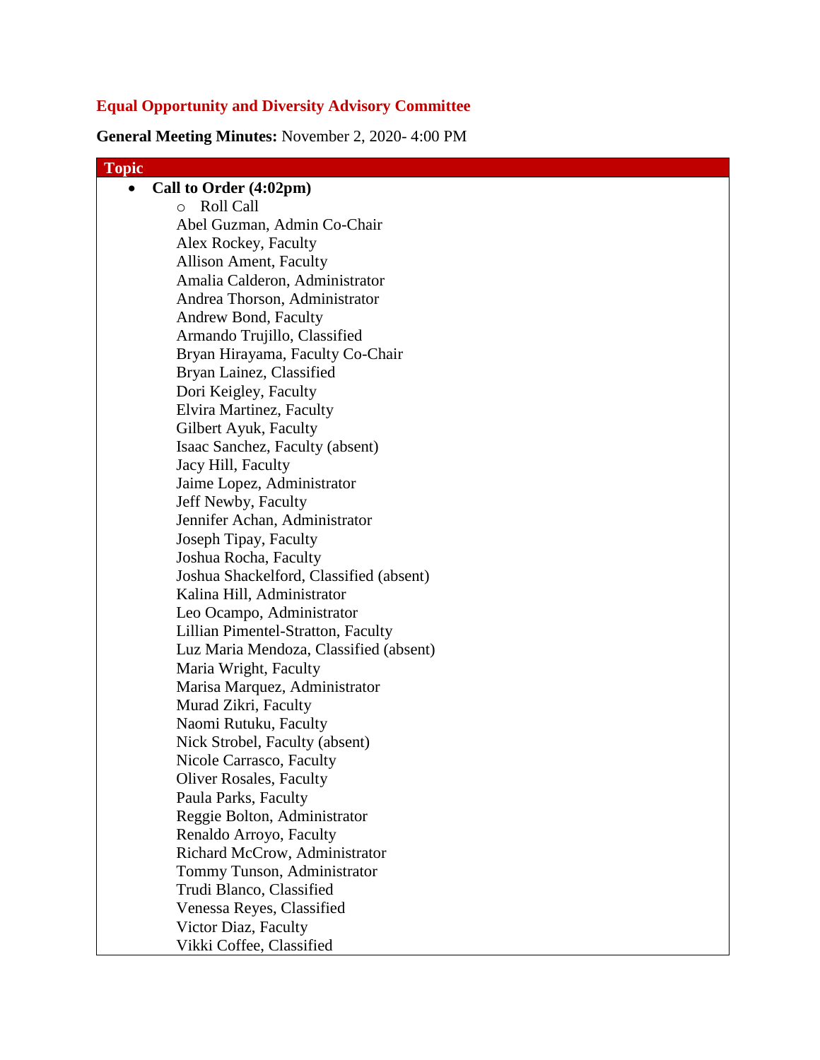# Equal Opportunity and Diversity Advisory Committee

**General Meeting Minutes:** November 2, 2020- 4:00 PM

| Topic |
|---|
| • **Call to Order (4:02pm)**<br>  ○ Roll Call<br>  Abel Guzman, Admin Co-Chair<br>  Alex Rockey, Faculty<br>  Allison Ament, Faculty<br>  Amalia Calderon, Administrator<br>  Andrea Thorson, Administrator<br>  Andrew Bond, Faculty<br>  Armando Trujillo, Classified<br>  Bryan Hirayama, Faculty Co-Chair<br>  Bryan Lainez, Classified<br>  Dori Keigley, Faculty<br>  Elvira Martinez, Faculty<br>  Gilbert Ayuk, Faculty<br>  Isaac Sanchez, Faculty (absent)<br>  Jacy Hill, Faculty<br>  Jaime Lopez, Administrator<br>  Jeff Newby, Faculty<br>  Jennifer Achan, Administrator<br>  Joseph Tipay, Faculty<br>  Joshua Rocha, Faculty<br>  Joshua Shackelford, Classified (absent)<br>  Kalina Hill, Administrator<br>  Leo Ocampo, Administrator<br>  Lillian Pimentel-Stratton, Faculty<br>  Luz Maria Mendoza, Classified (absent)<br>  Maria Wright, Faculty<br>  Marisa Marquez, Administrator<br>  Murad Zikri, Faculty<br>  Naomi Rutuku, Faculty<br>  Nick Strobel, Faculty (absent)<br>  Nicole Carrasco, Faculty<br>  Oliver Rosales, Faculty<br>  Paula Parks, Faculty<br>  Reggie Bolton, Administrator<br>  Renaldo Arroyo, Faculty<br>  Richard McCrow, Administrator<br>  Tommy Tunson, Administrator<br>  Trudi Blanco, Classified<br>  Venessa Reyes, Classified<br>  Victor Diaz, Faculty<br>  Vikki Coffee, Classified |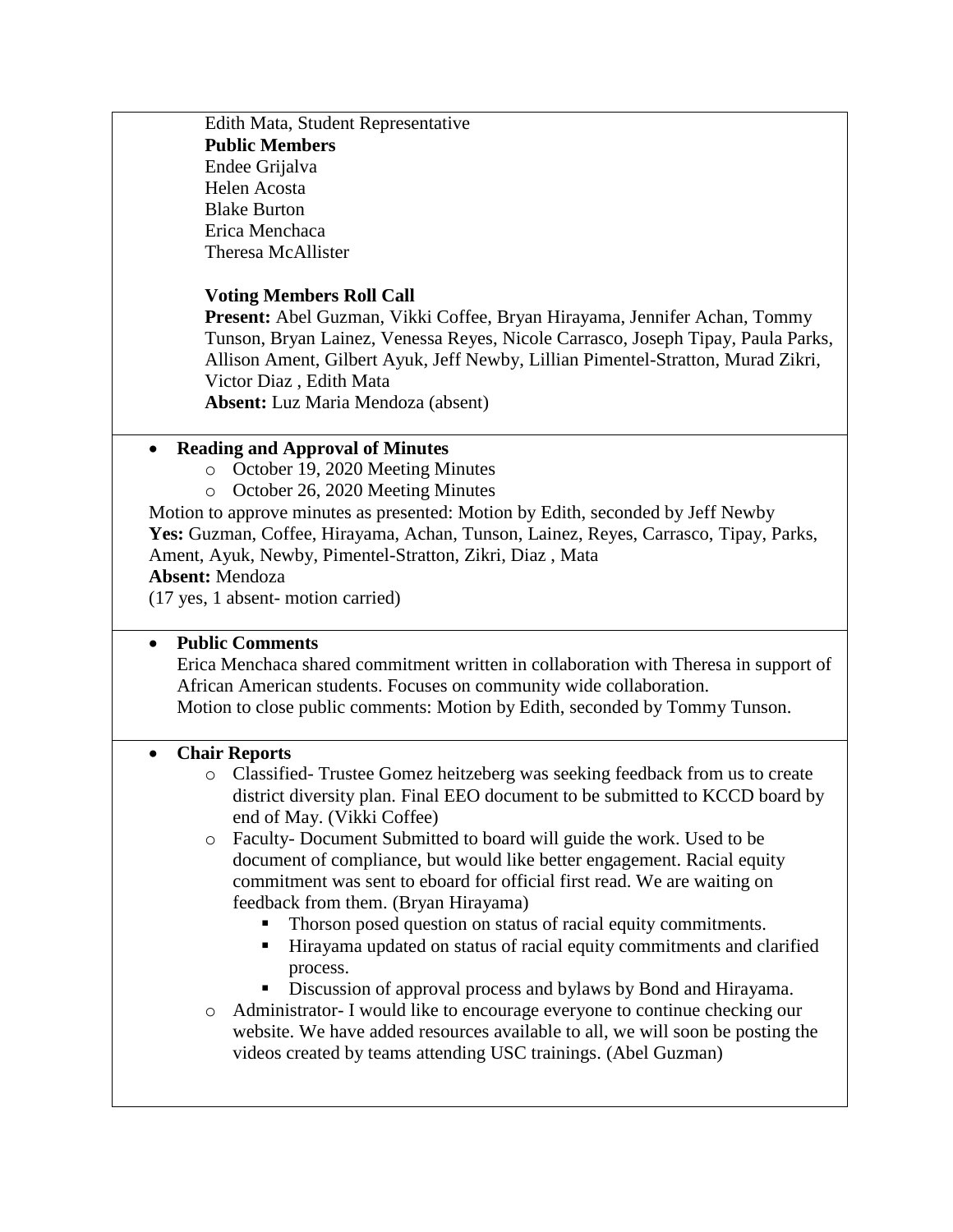Edith Mata, Student Representative

**Public Members**

Endee Grijalva
Helen Acosta
Blake Burton
Erica Menchaca
Theresa McAllister

**Voting Members Roll Call**

**Present:** Abel Guzman, Vikki Coffee, Bryan Hirayama, Jennifer Achan, Tommy Tunson, Bryan Lainez, Venessa Reyes, Nicole Carrasco, Joseph Tipay, Paula Parks, Allison Ament, Gilbert Ayuk, Jeff Newby, Lillian Pimentel-Stratton, Murad Zikri, Victor Diaz , Edith Mata

**Absent:** Luz Maria Mendoza (absent)

- **Reading and Approval of Minutes**
  - October 19, 2020 Meeting Minutes
  - October 26, 2020 Meeting Minutes

Motion to approve minutes as presented: Motion by Edith, seconded by Jeff Newby

**Yes:** Guzman, Coffee, Hirayama, Achan, Tunson, Lainez, Reyes, Carrasco, Tipay, Parks, Ament, Ayuk, Newby, Pimentel-Stratton, Zikri, Diaz , Mata

**Absent:** Mendoza

(17 yes, 1 absent- motion carried)

- **Public Comments**

  Erica Menchaca shared commitment written in collaboration with Theresa in support of African American students. Focuses on community wide collaboration.

  Motion to close public comments: Motion by Edith, seconded by Tommy Tunson.

- **Chair Reports**
  - Classified- Trustee Gomez heitzeberg was seeking feedback from us to create district diversity plan. Final EEO document to be submitted to KCCD board by end of May. (Vikki Coffee)
  - Faculty- Document Submitted to board will guide the work. Used to be document of compliance, but would like better engagement. Racial equity commitment was sent to eboard for official first read. We are waiting on feedback from them. (Bryan Hirayama)
    - Thorson posed question on status of racial equity commitments.
    - Hirayama updated on status of racial equity commitments and clarified process.
    - Discussion of approval process and bylaws by Bond and Hirayama.
  - Administrator- I would like to encourage everyone to continue checking our website. We have added resources available to all, we will soon be posting the videos created by teams attending USC trainings. (Abel Guzman)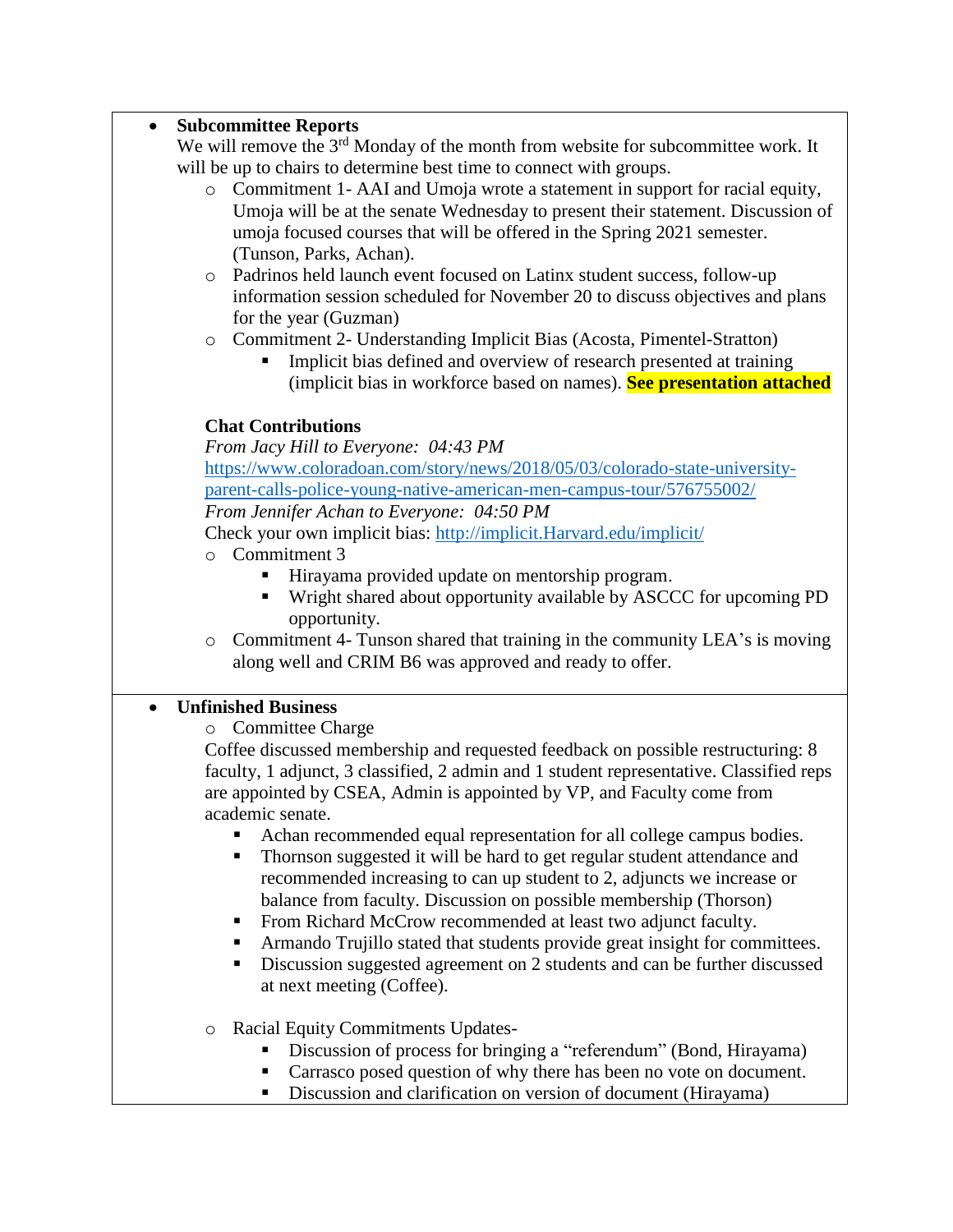- **Subcommittee Reports**
  We will remove the 3rd Monday of the month from website for subcommittee work. It will be up to chairs to determine best time to connect with groups.
  - Commitment 1- AAI and Umoja wrote a statement in support for racial equity, Umoja will be at the senate Wednesday to present their statement. Discussion of umoja focused courses that will be offered in the Spring 2021 semester. (Tunson, Parks, Achan).
  - Padrinos held launch event focused on Latinx student success, follow-up information session scheduled for November 20 to discuss objectives and plans for the year (Guzman)
  - Commitment 2- Understanding Implicit Bias (Acosta, Pimentel-Stratton)
    - Implicit bias defined and overview of research presented at training (implicit bias in workforce based on names). **See presentation attached**

  **Chat Contributions**
  *From Jacy Hill to Everyone: 04:43 PM*
  https://www.coloradoan.com/story/news/2018/05/03/colorado-state-university-parent-calls-police-young-native-american-men-campus-tour/576755002/
  *From Jennifer Achan to Everyone: 04:50 PM*
  Check your own implicit bias: http://implicit.Harvard.edu/implicit/
  - Commitment 3
    - Hirayama provided update on mentorship program.
    - Wright shared about opportunity available by ASCCC for upcoming PD opportunity.
  - Commitment 4- Tunson shared that training in the community LEA's is moving along well and CRIM B6 was approved and ready to offer.

- **Unfinished Business**
  - Committee Charge
  Coffee discussed membership and requested feedback on possible restructuring: 8 faculty, 1 adjunct, 3 classified, 2 admin and 1 student representative. Classified reps are appointed by CSEA, Admin is appointed by VP, and Faculty come from academic senate.
    - Achan recommended equal representation for all college campus bodies.
    - Thornson suggested it will be hard to get regular student attendance and recommended increasing to can up student to 2, adjuncts we increase or balance from faculty. Discussion on possible membership (Thorson)
    - From Richard McCrow recommended at least two adjunct faculty.
    - Armando Trujillo stated that students provide great insight for committees.
    - Discussion suggested agreement on 2 students and can be further discussed at next meeting (Coffee).

  - Racial Equity Commitments Updates-
    - Discussion of process for bringing a "referendum" (Bond, Hirayama)
    - Carrasco posed question of why there has been no vote on document.
    - Discussion and clarification on version of document (Hirayama)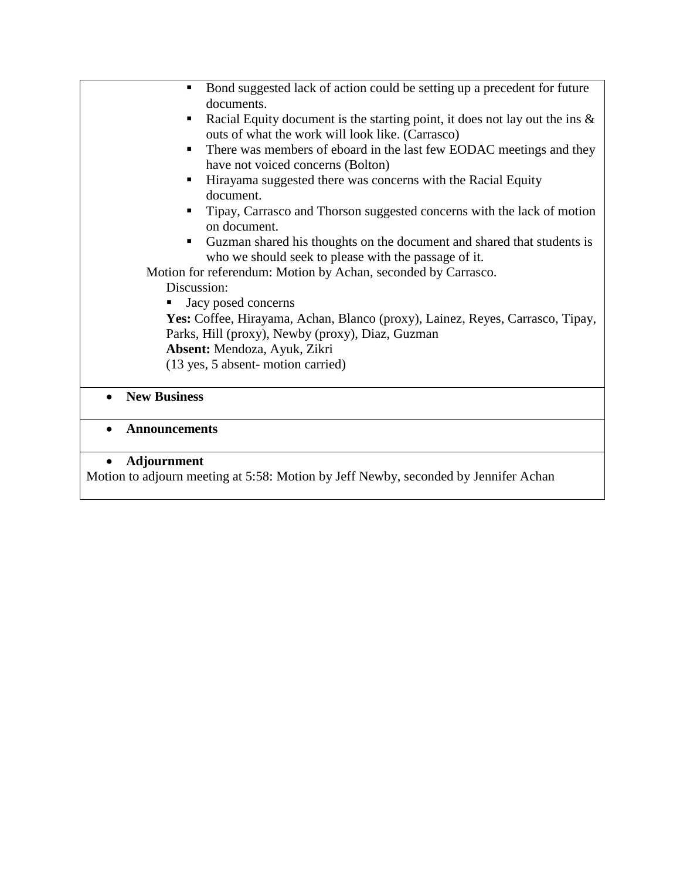- Bond suggested lack of action could be setting up a precedent for future documents.
- Racial Equity document is the starting point, it does not lay out the ins & outs of what the work will look like. (Carrasco)
- There was members of eboard in the last few EODAC meetings and they have not voiced concerns (Bolton)
- Hirayama suggested there was concerns with the Racial Equity document.
- Tipay, Carrasco and Thorson suggested concerns with the lack of motion on document.
- Guzman shared his thoughts on the document and shared that students is who we should seek to please with the passage of it.

Motion for referendum: Motion by Achan, seconded by Carrasco.

Discussion:

- Jacy posed concerns

**Yes:** Coffee, Hirayama, Achan, Blanco (proxy), Lainez, Reyes, Carrasco, Tipay, Parks, Hill (proxy), Newby (proxy), Diaz, Guzman

**Absent:** Mendoza, Ayuk, Zikri

(13 yes, 5 absent- motion carried)

- **New Business**

- **Announcements**

- **Adjournment**

Motion to adjourn meeting at 5:58: Motion by Jeff Newby, seconded by Jennifer Achan